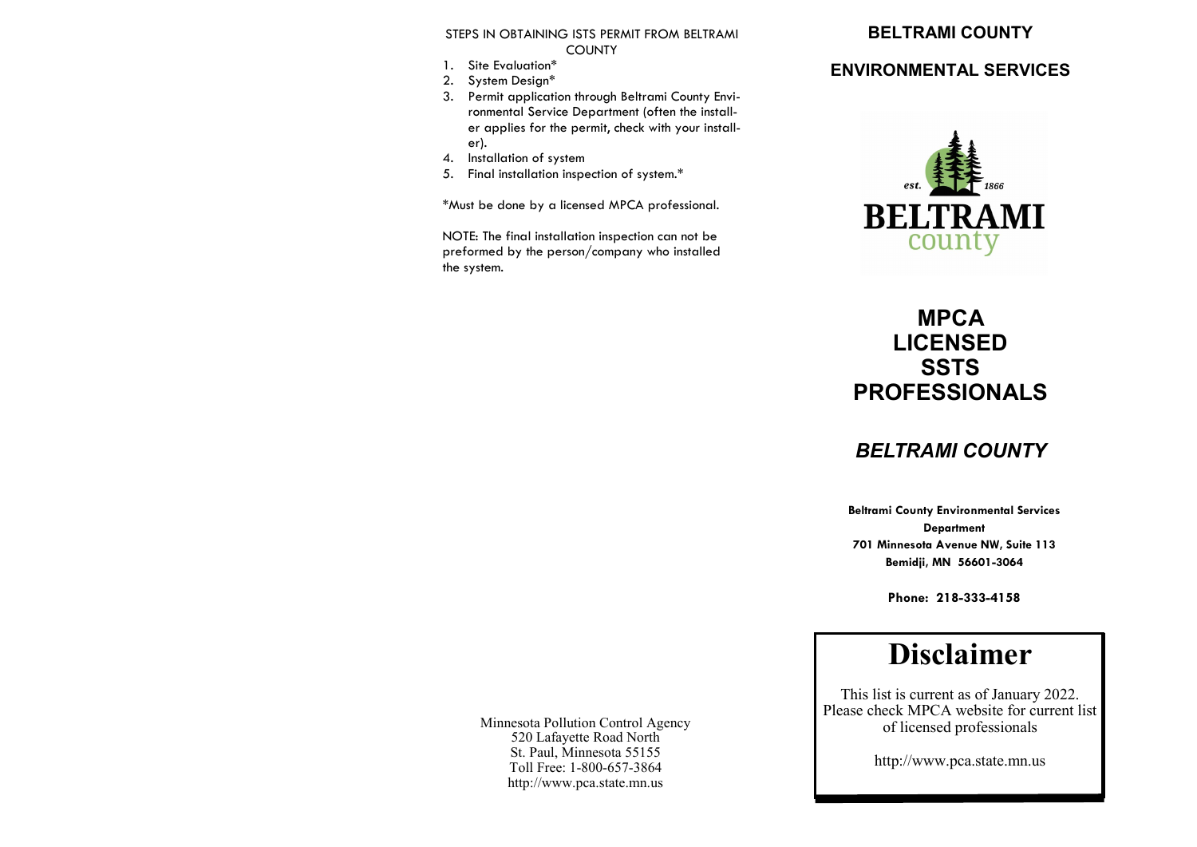STEPS IN OBTAINING ISTS PERMIT FROM BELTRAMI COUNTY

1. Site Evaluation*
2. System Design*
3. Permit application through Beltrami County Environmental Service Department (often the installer applies for the permit, check with your installer).
4. Installation of system
5. Final installation inspection of system.*

*Must be done by a licensed MPCA professional.

NOTE: The final installation inspection can not be preformed by the person/company who installed the system.

Minnesota Pollution Control Agency
520 Lafayette Road North
St. Paul, Minnesota 55155
Toll Free: 1-800-657-3864
http://www.pca.state.mn.us

# BELTRAMI COUNTY

## ENVIRONMENTAL SERVICES

est. 1866
BELTRAMI county

# MPCA LICENSED SSTS PROFESSIONALS

## *BELTRAMI COUNTY*

**Beltrami County Environmental Services Department**
**701 Minnesota Avenue NW, Suite 113**
**Bemidji, MN 56601-3064**

**Phone: 218-333-4158**

# Disclaimer

This list is current as of January 2022. Please check MPCA website for current list of licensed professionals

http://www.pca.state.mn.us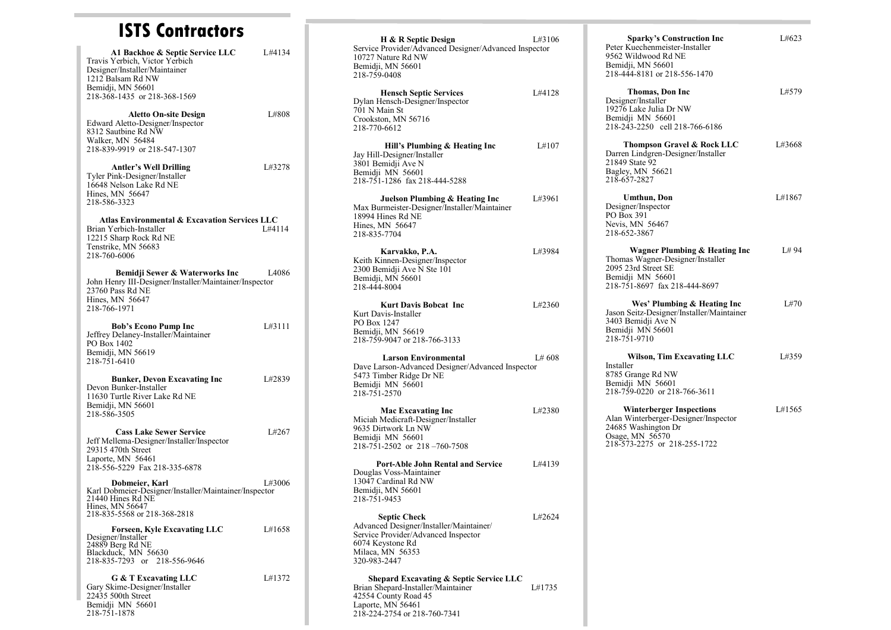# ISTS Contractors

**A1 Backhoe & Septic Service LLC** L#4134
Travis Yerbich, Victor Yerbich
Designer/Installer/Maintainer
1212 Balsam Rd NW
Bemidji, MN 56601
218-368-1435 or 218-368-1569

**Aletto On-site Design** L#808
Edward Aletto-Designer/Inspector
8312 Sautbine Rd NW
Walker, MN 56484
218-839-9919 or 218-547-1307

**Antler's Well Drilling** L#3278
Tyler Pink-Designer/Installer
16648 Nelson Lake Rd NE
Hines, MN 56647
218-586-3323

**Atlas Environmental & Excavation Services LLC**
Brian Yerbich-Installer L#4114
12215 Sharp Rock Rd NE
Tenstrike, MN 56683
218-760-6006

**Bemidji Sewer & Waterworks Inc** L4086
John Henry III-Designer/Installer/Maintainer/Inspector
23760 Pass Rd NE
Hines, MN 56647
218-766-1971

**Bob's Econo Pump Inc** L#3111
Jeffrey Delaney-Installer/Maintainer
PO Box 1402
Bemidji, MN 56619
218-751-6410

**Bunker, Devon Excavating Inc** L#2839
Devon Bunker-Installer
11630 Turtle River Lake Rd NE
Bemidji, MN 56601
218-586-3505

**Cass Lake Sewer Service** L#267
Jeff Mellema-Designer/Installer/Inspector
29315 470th Street
Laporte, MN 56461
218-556-5229 Fax 218-335-6878

**Dobmeier, Karl** L#3006
Karl Dobmeier-Designer/Installer/Maintainer/Inspector
21440 Hines Rd NE
Hines, MN 56647
218-835-5568 or 218-368-2818

**Forseen, Kyle Excavating LLC** L#1658
Designer/Installer
24889 Berg Rd NE
Blackduck, MN 56630
218-835-7293 or 218-556-9646

**G & T Excavating LLC** L#1372
Gary Skime-Designer/Installer
22435 500th Street
Bemidji MN 56601
218-751-1878

**H & R Septic Design** L#3106
Service Provider/Advanced Designer/Advanced Inspector
10727 Nature Rd NW
Bemidji, MN 56601
218-759-0408

**Hensch Septic Services** L#4128
Dylan Hensch-Designer/Inspector
701 N Main St
Crookston, MN 56716
218-770-6612

**Hill's Plumbing & Heating Inc** L#107
Jay Hill-Designer/Installer
3801 Bemidji Ave N
Bemidji MN 56601
218-751-1286 fax 218-444-5288

**Juelson Plumbing & Heating Inc** L#3961
Max Burmeister-Designer/Installer/Maintainer
18994 Hines Rd NE
Hines, MN 56647
218-835-7704

**Karvakko, P.A.** L#3984
Keith Kinnen-Designer/Inspector
2300 Bemidji Ave N Ste 101
Bemidji, MN 56601
218-444-8004

**Kurt Davis Bobcat Inc** L#2360
Kurt Davis-Installer
PO Box 1247
Bemidji, MN 56619
218-759-9047 or 218-766-3133

**Larson Environmental** L# 608
Dave Larson-Advanced Designer/Advanced Inspector
5473 Timber Ridge Dr NE
Bemidji MN 56601
218-751-2570

**Mac Excavating Inc** L#2380
Miciah Medicraft-Designer/Installer
9635 Dirtwork Ln NW
Bemidji MN 56601
218-751-2502 or 218 –760-7508

**Port-Able John Rental and Service** L#4139
Douglas Voss-Maintainer
13047 Cardinal Rd NW
Bemidji, MN 56601
218-751-9453

**Septic Check** L#2624
Advanced Designer/Installer/Maintainer/
Service Provider/Advanced Inspector
6074 Keystone Rd
Milaca, MN 56353
320-983-2447

**Shepard Excavating & Septic Service LLC**
Brian Shepard-Installer/Maintainer L#1735
42554 County Road 45
Laporte, MN 56461
218-224-2754 or 218-760-7341

**Sparky's Construction Inc** L#623
Peter Kuechenmeister-Installer
9562 Wildwood Rd NE
Bemidji, MN 56601
218-444-8181 or 218-556-1470

**Thomas, Don Inc** L#579
Designer/Installer
19276 Lake Julia Dr NW
Bemidji MN 56601
218-243-2250 cell 218-766-6186

**Thompson Gravel & Rock LLC** L#3668
Darren Lindgren-Designer/Installer
21849 State 92
Bagley, MN 56621
218-657-2827

**Umthun, Don** L#1867
Designer/Inspector
PO Box 391
Nevis, MN 56467
218-652-3867

**Wagner Plumbing & Heating Inc** L# 94
Thomas Wagner-Designer/Installer
2095 23rd Street SE
Bemidji MN 56601
218-751-8697 fax 218-444-8697

**Wes' Plumbing & Heating Inc** L#70
Jason Seitz-Designer/Installer/Maintainer
3403 Bemidji Ave N
Bemidji MN 56601
218-751-9710

**Wilson, Tim Excavating LLC** L#359
Installer
8785 Grange Rd NW
Bemidji MN 56601
218-759-0220 or 218-766-3611

**Winterberger Inspections** L#1565
Alan Winterberger-Designer/Inspector
24685 Washington Dr
Osage, MN 56570
218-573-2275 or 218-255-1722